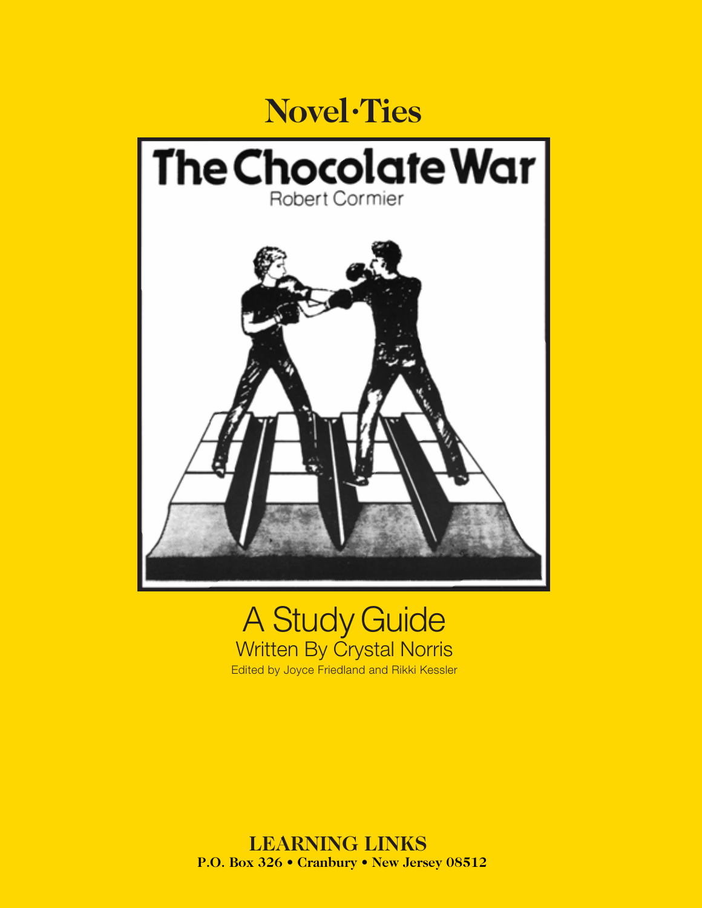# Novel·Ties

# The Chocolate War

Robert Cormier

## A Study Guide

Written By Crystal Norris

Edited by Joyce Friedland and Rikki Kessler

**LEARNING LINKS**

**P.O. Box 326 • Cranbury • New Jersey 08512**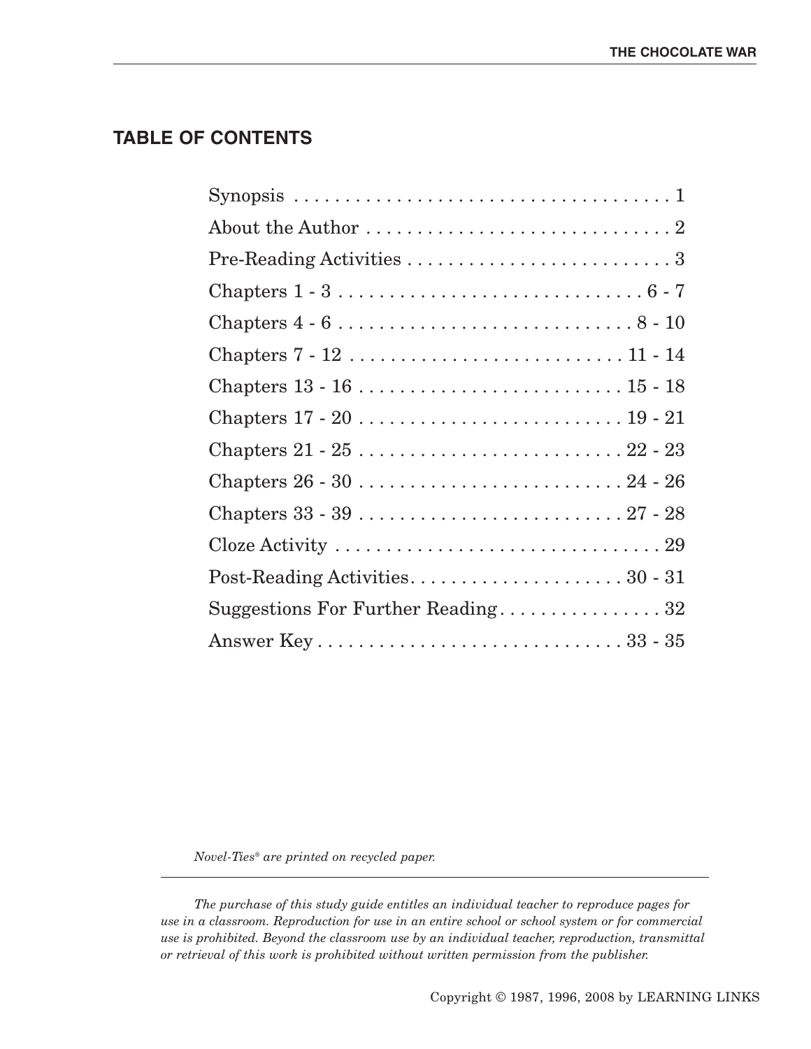## TABLE OF CONTENTS

| | |
|---|---|
| Synopsis | 1 |
| About the Author | 2 |
| Pre-Reading Activities | 3 |
| Chapters 1 - 3 | 6 - 7 |
| Chapters 4 - 6 | 8 - 10 |
| Chapters 7 - 12 | 11 - 14 |
| Chapters 13 - 16 | 15 - 18 |
| Chapters 17 - 20 | 19 - 21 |
| Chapters 21 - 25 | 22 - 23 |
| Chapters 26 - 30 | 24 - 26 |
| Chapters 33 - 39 | 27 - 28 |
| Cloze Activity | 29 |
| Post-Reading Activities | 30 - 31 |
| Suggestions For Further Reading | 32 |
| Answer Key | 33 - 35 |

*Novel-Ties® are printed on recycled paper.*

*The purchase of this study guide entitles an individual teacher to reproduce pages for use in a classroom. Reproduction for use in an entire school or school system or for commercial use is prohibited. Beyond the classroom use by an individual teacher, reproduction, transmittal or retrieval of this work is prohibited without written permission from the publisher.*

Copyright © 1987, 1996, 2008 by LEARNING LINKS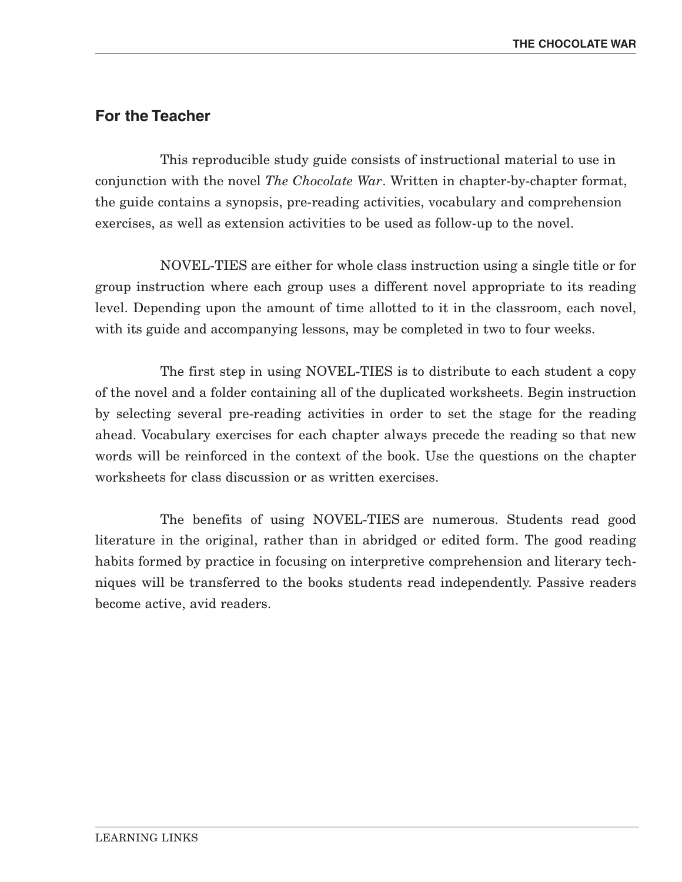## For the Teacher

This reproducible study guide consists of instructional material to use in conjunction with the novel *The Chocolate War*. Written in chapter-by-chapter format, the guide contains a synopsis, pre-reading activities, vocabulary and comprehension exercises, as well as extension activities to be used as follow-up to the novel.

NOVEL-TIES are either for whole class instruction using a single title or for group instruction where each group uses a different novel appropriate to its reading level. Depending upon the amount of time allotted to it in the classroom, each novel, with its guide and accompanying lessons, may be completed in two to four weeks.

The first step in using NOVEL-TIES is to distribute to each student a copy of the novel and a folder containing all of the duplicated worksheets. Begin instruction by selecting several pre-reading activities in order to set the stage for the reading ahead. Vocabulary exercises for each chapter always precede the reading so that new words will be reinforced in the context of the book. Use the questions on the chapter worksheets for class discussion or as written exercises.

The benefits of using NOVEL-TIES are numerous. Students read good literature in the original, rather than in abridged or edited form. The good reading habits formed by practice in focusing on interpretive comprehension and literary techniques will be transferred to the books students read independently. Passive readers become active, avid readers.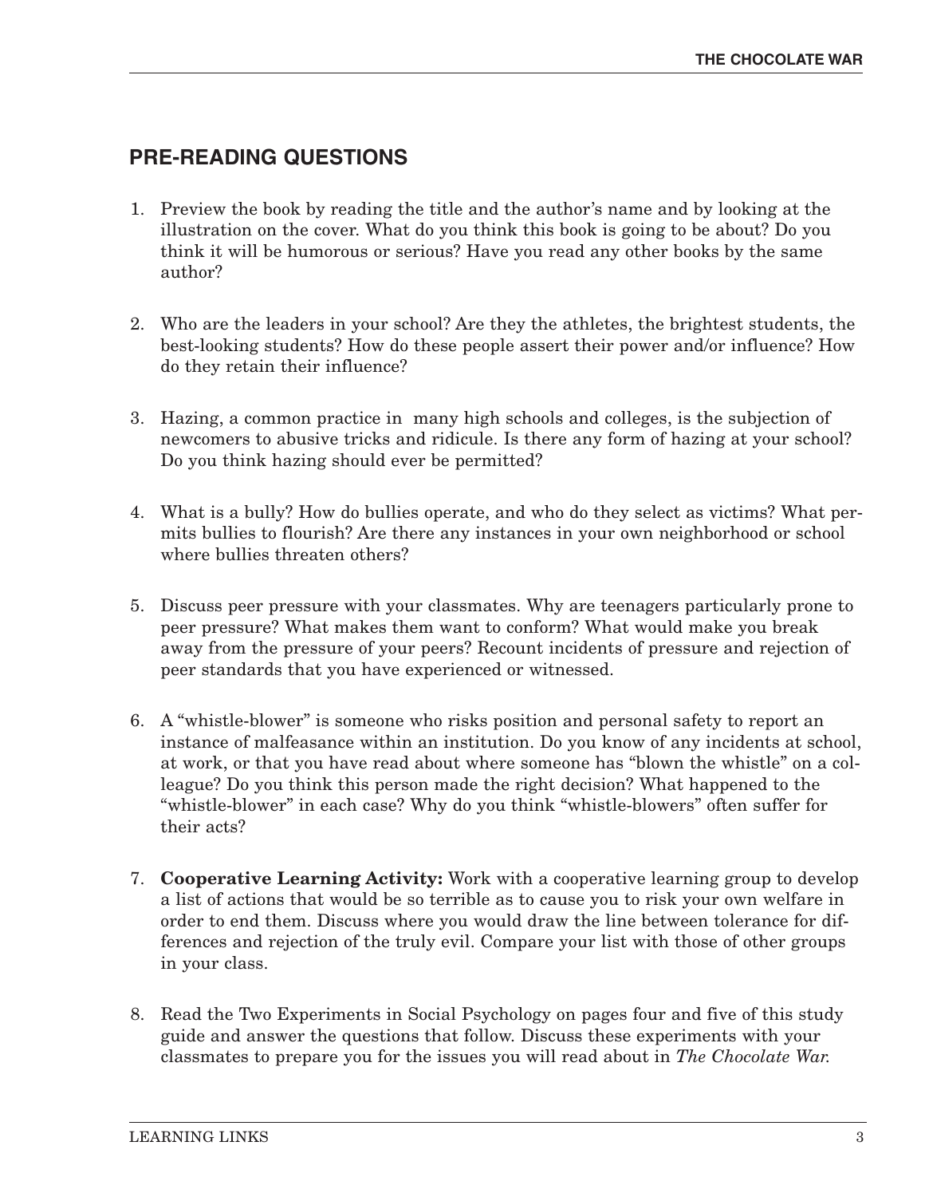## PRE-READING QUESTIONS

1. Preview the book by reading the title and the author's name and by looking at the illustration on the cover. What do you think this book is going to be about? Do you think it will be humorous or serious? Have you read any other books by the same author?

2. Who are the leaders in your school? Are they the athletes, the brightest students, the best-looking students? How do these people assert their power and/or influence? How do they retain their influence?

3. Hazing, a common practice in many high schools and colleges, is the subjection of newcomers to abusive tricks and ridicule. Is there any form of hazing at your school? Do you think hazing should ever be permitted?

4. What is a bully? How do bullies operate, and who do they select as victims? What permits bullies to flourish? Are there any instances in your own neighborhood or school where bullies threaten others?

5. Discuss peer pressure with your classmates. Why are teenagers particularly prone to peer pressure? What makes them want to conform? What would make you break away from the pressure of your peers? Recount incidents of pressure and rejection of peer standards that you have experienced or witnessed.

6. A "whistle-blower" is someone who risks position and personal safety to report an instance of malfeasance within an institution. Do you know of any incidents at school, at work, or that you have read about where someone has "blown the whistle" on a colleague? Do you think this person made the right decision? What happened to the "whistle-blower" in each case? Why do you think "whistle-blowers" often suffer for their acts?

7. **Cooperative Learning Activity:** Work with a cooperative learning group to develop a list of actions that would be so terrible as to cause you to risk your own welfare in order to end them. Discuss where you would draw the line between tolerance for differences and rejection of the truly evil. Compare your list with those of other groups in your class.

8. Read the Two Experiments in Social Psychology on pages four and five of this study guide and answer the questions that follow. Discuss these experiments with your classmates to prepare you for the issues you will read about in *The Chocolate War.*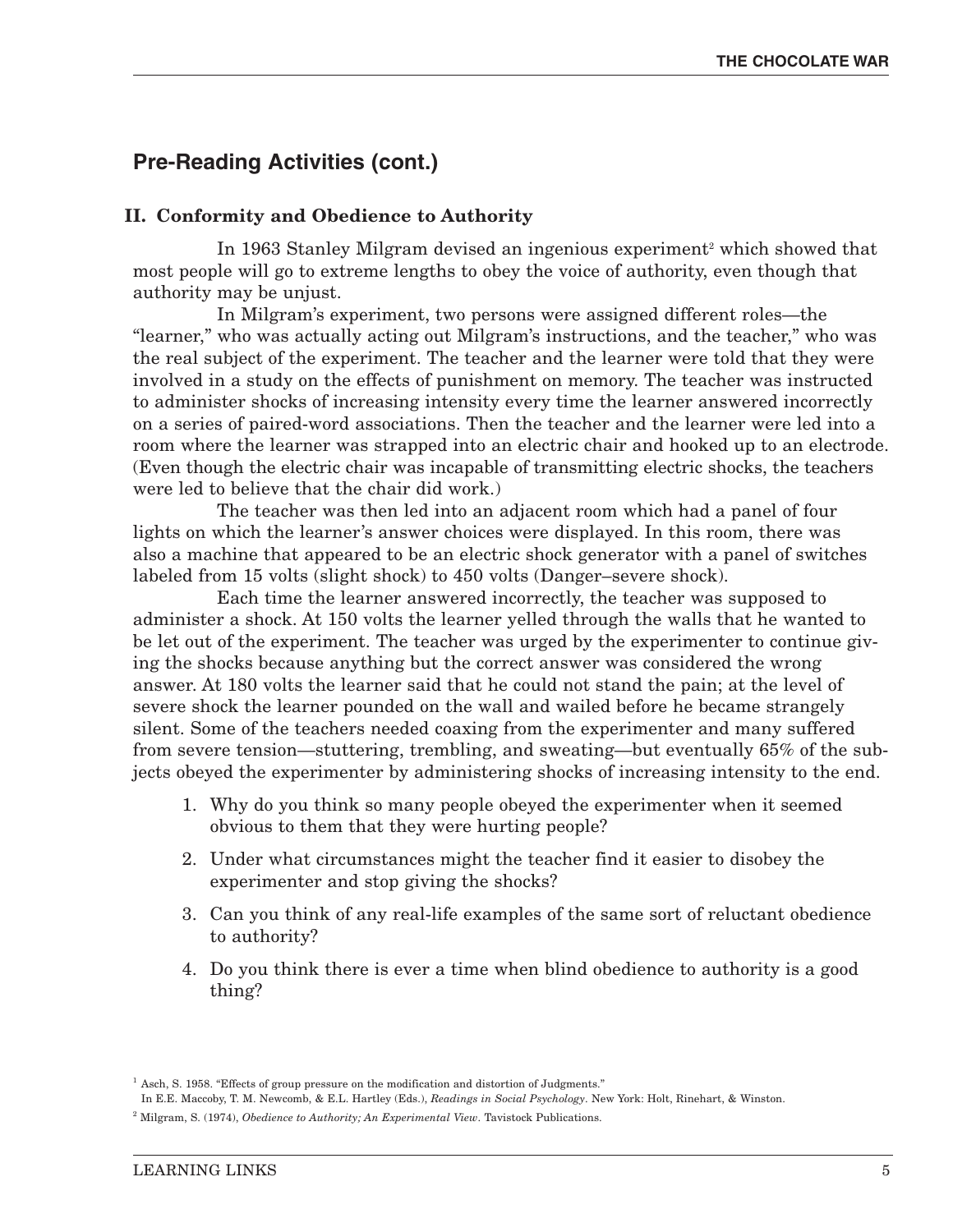## Pre-Reading Activities (cont.)

### II. Conformity and Obedience to Authority

In 1963 Stanley Milgram devised an ingenious experiment[2] which showed that most people will go to extreme lengths to obey the voice of authority, even though that authority may be unjust.

In Milgram's experiment, two persons were assigned different roles—the "learner," who was actually acting out Milgram's instructions, and the teacher," who was the real subject of the experiment. The teacher and the learner were told that they were involved in a study on the effects of punishment on memory. The teacher was instructed to administer shocks of increasing intensity every time the learner answered incorrectly on a series of paired-word associations. Then the teacher and the learner were led into a room where the learner was strapped into an electric chair and hooked up to an electrode. (Even though the electric chair was incapable of transmitting electric shocks, the teachers were led to believe that the chair did work.)

The teacher was then led into an adjacent room which had a panel of four lights on which the learner's answer choices were displayed. In this room, there was also a machine that appeared to be an electric shock generator with a panel of switches labeled from 15 volts (slight shock) to 450 volts (Danger–severe shock).

Each time the learner answered incorrectly, the teacher was supposed to administer a shock. At 150 volts the learner yelled through the walls that he wanted to be let out of the experiment. The teacher was urged by the experimenter to continue giving the shocks because anything but the correct answer was considered the wrong answer. At 180 volts the learner said that he could not stand the pain; at the level of severe shock the learner pounded on the wall and wailed before he became strangely silent. Some of the teachers needed coaxing from the experimenter and many suffered from severe tension—stuttering, trembling, and sweating—but eventually 65% of the subjects obeyed the experimenter by administering shocks of increasing intensity to the end.

1. Why do you think so many people obeyed the experimenter when it seemed obvious to them that they were hurting people?
2. Under what circumstances might the teacher find it easier to disobey the experimenter and stop giving the shocks?
3. Can you think of any real-life examples of the same sort of reluctant obedience to authority?
4. Do you think there is ever a time when blind obedience to authority is a good thing?

[1] Asch, S. 1958. "Effects of group pressure on the modification and distortion of Judgments." In E.E. Maccoby, T. M. Newcomb, & E.L. Hartley (Eds.), *Readings in Social Psychology*. New York: Holt, Rinehart, & Winston.

[2] Milgram, S. (1974), *Obedience to Authority; An Experimental View*. Tavistock Publications.